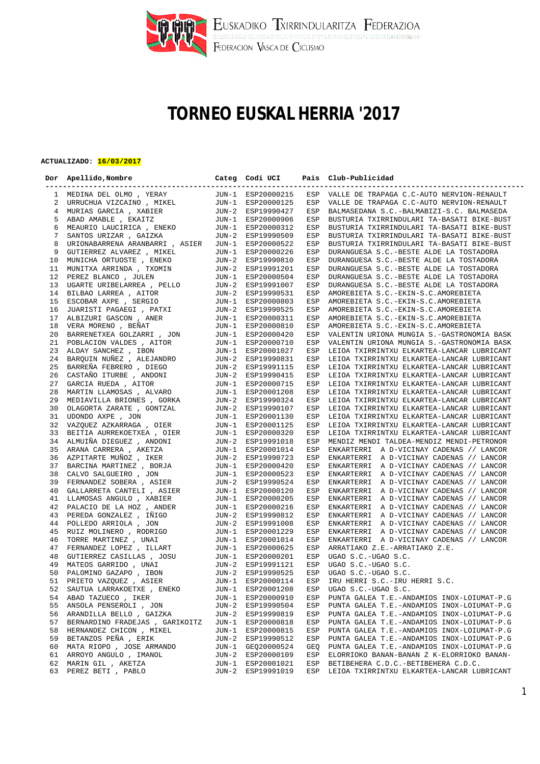EUSKADIKO TXIRRINDULARITZA FEDERAZIOA
FEDERACION VASCA DE CICLISMO

# TORNEO EUSKAL HERRIA '2017

**ACTUALIZADO: 16/03/2017**

| Dor | Apellido,Nombre | Categ | Codi UCI | Pais | Club-Publicidad |
|---|---|---|---|---|---|
| 1 | MEDINA DEL OLMO , YERAY | JUN-1 | ESP20000215 | ESP | VALLE DE TRAPAGA C.C-AUTO NERVION-RENAULT |
| 2 | URRUCHUA VIZCAINO , MIKEL | JUN-1 | ESP20000125 | ESP | VALLE DE TRAPAGA C.C-AUTO NERVION-RENAULT |
| 4 | MURIAS GARCIA , XABIER | JUN-2 | ESP19990427 | ESP | BALMASEDANA S.C.-BALMABIZI-S.C. BALMASEDA |
| 5 | ABAD AMABLE , EKAITZ | JUN-1 | ESP20000906 | ESP | BUSTURIA TXIRRINDULARI TA-BASATI BIKE-BUST |
| 6 | MEAURIO LAUCIRICA , ENEKO | JUN-1 | ESP20000312 | ESP | BUSTURIA TXIRRINDULARI TA-BASATI BIKE-BUST |
| 7 | SANTOS URIZAR , GAIZKA | JUN-2 | ESP19990509 | ESP | BUSTURIA TXIRRINDULARI TA-BASATI BIKE-BUST |
| 8 | URIONABARRENA ARANBARRI , ASIER | JUN-1 | ESP20000522 | ESP | BUSTURIA TXIRRINDULARI TA-BASATI BIKE-BUST |
| 9 | GUTIERREZ ALVAREZ , MIKEL | JUN-1 | ESP20000226 | ESP | DURANGUESA S.C.-BESTE ALDE LA TOSTADORA |
| 10 | MUNICHA ORTUOSTE , ENEKO | JUN-2 | ESP19990810 | ESP | DURANGUESA S.C.-BESTE ALDE LA TOSTADORA |
| 11 | MUNITXA ARRINDA , TXOMIN | JUN-2 | ESP19991201 | ESP | DURANGUESA S.C.-BESTE ALDE LA TOSTADORA |
| 12 | PEREZ BLANCO , JULEN | JUN-1 | ESP20000504 | ESP | DURANGUESA S.C.-BESTE ALDE LA TOSTADORA |
| 13 | UGARTE URIBELARREA , PELLO | JUN-2 | ESP19991007 | ESP | DURANGUESA S.C.-BESTE ALDE LA TOSTADORA |
| 14 | BILBAO LARREA , AITOR | JUN-2 | ESP19990531 | ESP | AMOREBIETA S.C.-EKIN-S.C.AMOREBIETA |
| 15 | ESCOBAR AXPE , SERGIO | JUN-1 | ESP20000803 | ESP | AMOREBIETA S.C.-EKIN-S.C.AMOREBIETA |
| 16 | JUARISTI PAGAEGI , PATXI | JUN-2 | ESP19990525 | ESP | AMOREBIETA S.C.-EKIN-S.C.AMOREBIETA |
| 17 | ALBIZURI GASCON , ANER | JUN-1 | ESP20000311 | ESP | AMOREBIETA S.C.-EKIN-S.C.AMOREBIETA |
| 18 | VERA MORENO , BEÑAT | JUN-1 | ESP20000810 | ESP | AMOREBIETA S.C.-EKIN-S.C.AMOREBIETA |
| 20 | BARRENETXEA GOLZARRI , JON | JUN-1 | ESP20000420 | ESP | VALENTIN URIONA MUNGIA S.-GASTRONOMIA BASK |
| 21 | POBLACION VALDES , AITOR | JUN-1 | ESP20000710 | ESP | VALENTIN URIONA MUNGIA S.-GASTRONOMIA BASK |
| 23 | ALDAY SANCHEZ , IBON | JUN-1 | ESP20001027 | ESP | LEIOA TXIRRINTXU ELKARTEA-LANCAR LUBRICANT |
| 24 | BARQUIN NUÑEZ , ALEJANDRO | JUN-2 | ESP19990831 | ESP | LEIOA TXIRRINTXU ELKARTEA-LANCAR LUBRICANT |
| 25 | BARREÑA FEBRERO , DIEGO | JUN-2 | ESP19991115 | ESP | LEIOA TXIRRINTXU ELKARTEA-LANCAR LUBRICANT |
| 26 | CASTAÑO ITURBE , ANDONI | JUN-2 | ESP19990415 | ESP | LEIOA TXIRRINTXU ELKARTEA-LANCAR LUBRICANT |
| 27 | GARCIA RUEDA , AITOR | JUN-1 | ESP20000715 | ESP | LEIOA TXIRRINTXU ELKARTEA-LANCAR LUBRICANT |
| 28 | MARTIN LLAMOSAS , ALVARO | JUN-1 | ESP20001208 | ESP | LEIOA TXIRRINTXU ELKARTEA-LANCAR LUBRICANT |
| 29 | MEDIAVILLA BRIONES , GORKA | JUN-2 | ESP19990324 | ESP | LEIOA TXIRRINTXU ELKARTEA-LANCAR LUBRICANT |
| 30 | OLAGORTA ZARATE , GONTZAL | JUN-2 | ESP19990107 | ESP | LEIOA TXIRRINTXU ELKARTEA-LANCAR LUBRICANT |
| 31 | UDONDO AXPE , JON | JUN-1 | ESP20001130 | ESP | LEIOA TXIRRINTXU ELKARTEA-LANCAR LUBRICANT |
| 32 | VAZQUEZ AZKARRAGA , OIER | JUN-1 | ESP20001125 | ESP | LEIOA TXIRRINTXU ELKARTEA-LANCAR LUBRICANT |
| 33 | BEITIA AURREKOETXEA , OIER | JUN-1 | ESP20000320 | ESP | LEIOA TXIRRINTXU ELKARTEA-LANCAR LUBRICANT |
| 34 | ALMUIÑA DIEGUEZ , ANDONI | JUN-2 | ESP19991018 | ESP | MENDIZ MENDI TALDEA-MENDIZ MENDI-PETRONOR |
| 35 | ARANA CARRERA , AKETZA | JUN-1 | ESP20001014 | ESP | ENKARTERRI A D-VICINAY CADENAS // LANCOR |
| 36 | AZPITARTE MUÑOZ , IKER | JUN-2 | ESP19990723 | ESP | ENKARTERRI A D-VICINAY CADENAS // LANCOR |
| 37 | BARCINA MARTINEZ , BORJA | JUN-1 | ESP20000420 | ESP | ENKARTERRI A D-VICINAY CADENAS // LANCOR |
| 38 | CALVO SALGUEIRO , JON | JUN-1 | ESP20000523 | ESP | ENKARTERRI A D-VICINAY CADENAS // LANCOR |
| 39 | FERNANDEZ SOBERA , ASIER | JUN-2 | ESP19990524 | ESP | ENKARTERRI A D-VICINAY CADENAS // LANCOR |
| 40 | GALLARRETA CANTELI , ASIER | JUN-1 | ESP20000120 | ESP | ENKARTERRI A D-VICINAY CADENAS // LANCOR |
| 41 | LLAMOSAS ANGULO , XABIER | JUN-1 | ESP20000205 | ESP | ENKARTERRI A D-VICINAY CADENAS // LANCOR |
| 42 | PALACIO DE LA HOZ , ANDER | JUN-1 | ESP20000216 | ESP | ENKARTERRI A D-VICINAY CADENAS // LANCOR |
| 43 | PEREDA GONZALEZ , IÑIGO | JUN-2 | ESP19990812 | ESP | ENKARTERRI A D-VICINAY CADENAS // LANCOR |
| 44 | POLLEDO ARRIOLA , JON | JUN-2 | ESP19991008 | ESP | ENKARTERRI A D-VICINAY CADENAS // LANCOR |
| 45 | RUIZ MOLINERO , RODRIGO | JUN-1 | ESP20001229 | ESP | ENKARTERRI A D-VICINAY CADENAS // LANCOR |
| 46 | TORRE MARTINEZ , UNAI | JUN-1 | ESP20001014 | ESP | ENKARTERRI A D-VICINAY CADENAS // LANCOR |
| 47 | FERNANDEZ LOPEZ , ILLART | JUN-1 | ESP20000625 | ESP | ARRATIAKO Z.E.-ARRATIAKO Z.E. |
| 48 | GUTIERREZ CASILLAS , JOSU | JUN-1 | ESP20000201 | ESP | UGAO S.C.-UGAO S.C. |
| 49 | MATEOS GARRIDO , UNAI | JUN-2 | ESP19991121 | ESP | UGAO S.C.-UGAO S.C. |
| 50 | PALOMINO GAZAPO , IBON | JUN-2 | ESP19990525 | ESP | UGAO S.C.-UGAO S.C. |
| 51 | PRIETO VAZQUEZ , ASIER | JUN-1 | ESP20000114 | ESP | IRU HERRI S.C.-IRU HERRI S.C. |
| 52 | SAUTUA LARRAKOETXE , ENEKO | JUN-1 | ESP20001208 | ESP | UGAO S.C.-UGAO S.C. |
| 54 | ABAD TAZUECO , IKER | JUN-1 | ESP20000910 | ESP | PUNTA GALEA T.E.-ANDAMIOS INOX-LOIUMAT-P.G |
| 55 | ANSOLA PENSEROLI , JON | JUN-2 | ESP19990504 | ESP | PUNTA GALEA T.E.-ANDAMIOS INOX-LOIUMAT-P.G |
| 56 | ARANDILLA BELLO , GAIZKA | JUN-2 | ESP19990819 | ESP | PUNTA GALEA T.E.-ANDAMIOS INOX-LOIUMAT-P.G |
| 57 | BERNARDINO FRADEJAS , GARIKOITZ | JUN-1 | ESP20000818 | ESP | PUNTA GALEA T.E.-ANDAMIOS INOX-LOIUMAT-P.G |
| 58 | HERNANDEZ CHICON , MIKEL | JUN-1 | ESP20000815 | ESP | PUNTA GALEA T.E.-ANDAMIOS INOX-LOIUMAT-P.G |
| 59 | BETANZOS PEÑA , ERIK | JUN-2 | ESP19990512 | ESP | PUNTA GALEA T.E.-ANDAMIOS INOX-LOIUMAT-P.G |
| 60 | MATA RIOPO , JOSE ARMANDO | JUN-1 | GEQ20000524 | GEQ | PUNTA GALEA T.E.-ANDAMIOS INOX-LOIUMAT-P.G |
| 61 | ARROYO ANGULO , IMANOL | JUN-2 | ESP20000109 | ESP | ELORRIOKO BANAN-BANAN Z K-ELORRIOKO BANAN- |
| 62 | MARIN GIL , AKETZA | JUN-1 | ESP20001021 | ESP | BETIBEHERA C.D.C.-BETIBEHERA C.D.C. |
| 63 | PEREZ BETI , PABLO | JUN-2 | ESP19991019 | ESP | LEIOA TXIRRINTXU ELKARTEA-LANCAR LUBRICANT |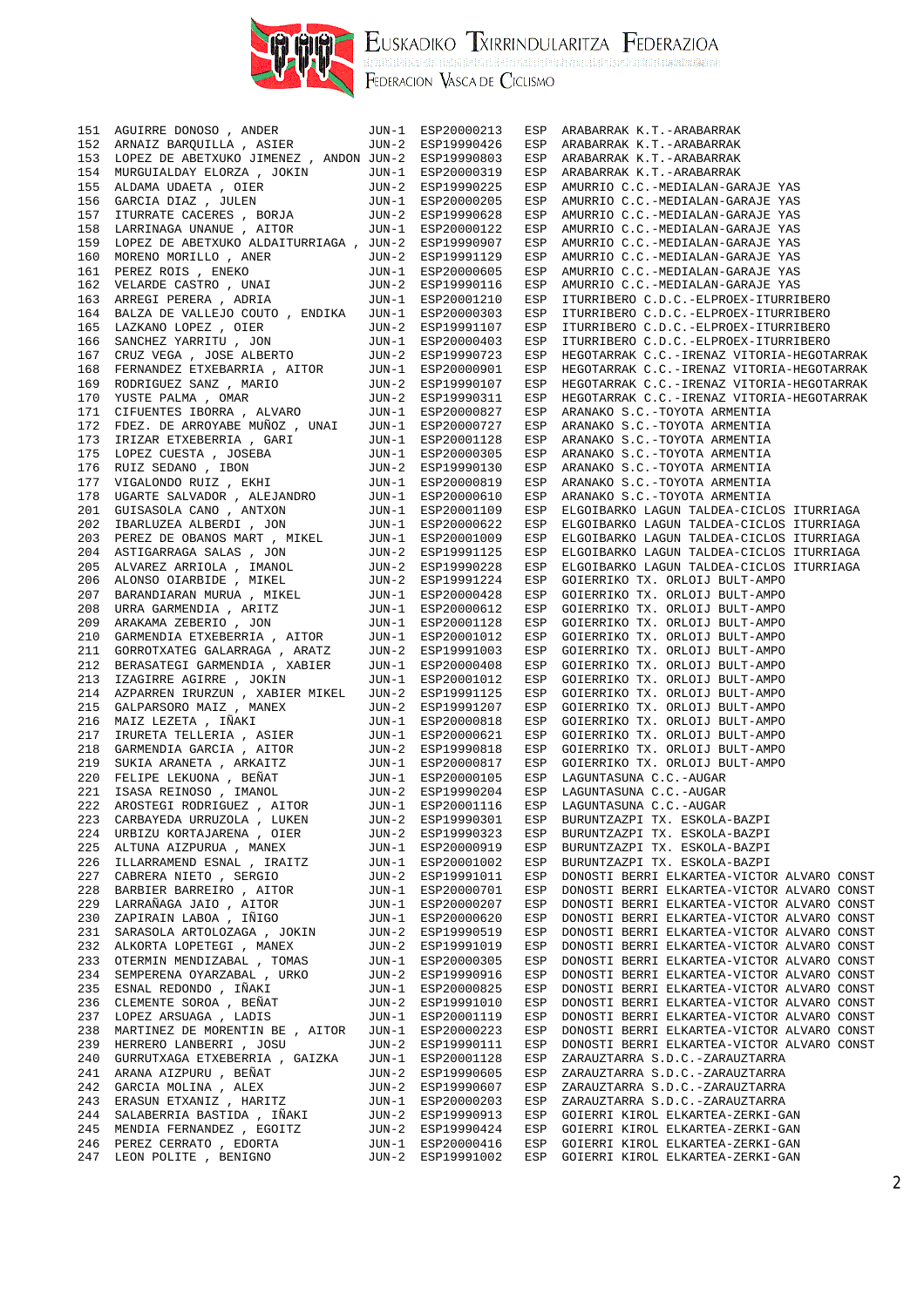# EUSKADIKO TXIRRINDULARITZA FEDERAZIOA

FEDERACION VASCA DE CICLISMO

| | | | | | |
|---|---|---|---|---|---|
| 151 | AGUIRRE DONOSO , ANDER | JUN-1 | ESP20000213 | ESP | ARABARRAK K.T.-ARABARRAK |
| 152 | ARNAIZ BARQUILLA , ASIER | JUN-2 | ESP19990426 | ESP | ARABARRAK K.T.-ARABARRAK |
| 153 | LOPEZ DE ABETXUKO JIMENEZ , ANDON | JUN-2 | ESP19990803 | ESP | ARABARRAK K.T.-ARABARRAK |
| 154 | MURGUIALDAY ELORZA , JOKIN | JUN-1 | ESP20000319 | ESP | ARABARRAK K.T.-ARABARRAK |
| 155 | ALDAMA UDAETA , OIER | JUN-2 | ESP19990225 | ESP | AMURRIO C.C.-MEDIALAN-GARAJE YAS |
| 156 | GARCIA DIAZ , JULEN | JUN-1 | ESP20000205 | ESP | AMURRIO C.C.-MEDIALAN-GARAJE YAS |
| 157 | ITURRATE CACERES , BORJA | JUN-2 | ESP19990628 | ESP | AMURRIO C.C.-MEDIALAN-GARAJE YAS |
| 158 | LARRINAGA UNANUE , AITOR | JUN-1 | ESP20000122 | ESP | AMURRIO C.C.-MEDIALAN-GARAJE YAS |
| 159 | LOPEZ DE ABETXUKO ALDAITURRIAGA , | JUN-2 | ESP19990907 | ESP | AMURRIO C.C.-MEDIALAN-GARAJE YAS |
| 160 | MORENO MORILLO , ANER | JUN-2 | ESP19991129 | ESP | AMURRIO C.C.-MEDIALAN-GARAJE YAS |
| 161 | PEREZ ROIS , ENEKO | JUN-1 | ESP20000605 | ESP | AMURRIO C.C.-MEDIALAN-GARAJE YAS |
| 162 | VELARDE CASTRO , UNAI | JUN-2 | ESP19990116 | ESP | AMURRIO C.C.-MEDIALAN-GARAJE YAS |
| 163 | ARREGI PERERA , ADRIA | JUN-1 | ESP20001210 | ESP | ITURRIBERO C.D.C.-ELPROEX-ITURRIBERO |
| 164 | BALZA DE VALLEJO COUTO , ENDIKA | JUN-1 | ESP20000303 | ESP | ITURRIBERO C.D.C.-ELPROEX-ITURRIBERO |
| 165 | LAZKANO LOPEZ , OIER | JUN-2 | ESP19991107 | ESP | ITURRIBERO C.D.C.-ELPROEX-ITURRIBERO |
| 166 | SANCHEZ YARRITU , JON | JUN-1 | ESP20000403 | ESP | ITURRIBERO C.D.C.-ELPROEX-ITURRIBERO |
| 167 | CRUZ VEGA , JOSE ALBERTO | JUN-2 | ESP19990723 | ESP | HEGOTARRAK C.C.-IRENAZ VITORIA-HEGOTARRAK |
| 168 | FERNANDEZ ETXEBARRIA , AITOR | JUN-1 | ESP20000901 | ESP | HEGOTARRAK C.C.-IRENAZ VITORIA-HEGOTARRAK |
| 169 | RODRIGUEZ SANZ , MARIO | JUN-2 | ESP19990107 | ESP | HEGOTARRAK C.C.-IRENAZ VITORIA-HEGOTARRAK |
| 170 | YUSTE PALMA , OMAR | JUN-2 | ESP19990311 | ESP | HEGOTARRAK C.C.-IRENAZ VITORIA-HEGOTARRAK |
| 171 | CIFUENTES IBORRA , ALVARO | JUN-1 | ESP20000827 | ESP | ARANAKO S.C.-TOYOTA ARMENTIA |
| 172 | FDEZ. DE ARROYABE MUÑOZ , UNAI | JUN-1 | ESP20000727 | ESP | ARANAKO S.C.-TOYOTA ARMENTIA |
| 173 | IRIZAR ETXEBERRIA , GARI | JUN-1 | ESP20001128 | ESP | ARANAKO S.C.-TOYOTA ARMENTIA |
| 175 | LOPEZ CUESTA , JOSEBA | JUN-1 | ESP20000305 | ESP | ARANAKO S.C.-TOYOTA ARMENTIA |
| 176 | RUIZ SEDANO , IBON | JUN-2 | ESP19990130 | ESP | ARANAKO S.C.-TOYOTA ARMENTIA |
| 177 | VIGALONDO RUIZ , EKHI | JUN-1 | ESP20000819 | ESP | ARANAKO S.C.-TOYOTA ARMENTIA |
| 178 | UGARTE SALVADOR , ALEJANDRO | JUN-1 | ESP20000610 | ESP | ARANAKO S.C.-TOYOTA ARMENTIA |
| 201 | GUISASOLA CANO , ANTXON | JUN-1 | ESP20001109 | ESP | ELGOIBARKO LAGUN TALDEA-CICLOS ITURRIAGA |
| 202 | IBARLUZEA ALBERDI , JON | JUN-1 | ESP20000622 | ESP | ELGOIBARKO LAGUN TALDEA-CICLOS ITURRIAGA |
| 203 | PEREZ DE OBANOS MART , MIKEL | JUN-1 | ESP20001009 | ESP | ELGOIBARKO LAGUN TALDEA-CICLOS ITURRIAGA |
| 204 | ASTIGARRAGA SALAS , JON | JUN-2 | ESP19991125 | ESP | ELGOIBARKO LAGUN TALDEA-CICLOS ITURRIAGA |
| 205 | ALVAREZ ARRIOLA , IMANOL | JUN-2 | ESP19990228 | ESP | ELGOIBARKO LAGUN TALDEA-CICLOS ITURRIAGA |
| 206 | ALONSO OIARBIDE , MIKEL | JUN-2 | ESP19991224 | ESP | GOIERRIKO TX. ORLOIJ BULT-AMPO |
| 207 | BARANDIARAN MURUA , MIKEL | JUN-1 | ESP20000428 | ESP | GOIERRIKO TX. ORLOIJ BULT-AMPO |
| 208 | URRA GARMENDIA , ARITZ | JUN-1 | ESP20000612 | ESP | GOIERRIKO TX. ORLOIJ BULT-AMPO |
| 209 | ARAKAMA ZEBERIO , JON | JUN-1 | ESP20001128 | ESP | GOIERRIKO TX. ORLOIJ BULT-AMPO |
| 210 | GARMENDIA ETXEBERRIA , AITOR | JUN-1 | ESP20001012 | ESP | GOIERRIKO TX. ORLOIJ BULT-AMPO |
| 211 | GORROTXATEG GALARRAGA , ARATZ | JUN-2 | ESP19991003 | ESP | GOIERRIKO TX. ORLOIJ BULT-AMPO |
| 212 | BERASATEGI GARMENDIA , XABIER | JUN-1 | ESP20000408 | ESP | GOIERRIKO TX. ORLOIJ BULT-AMPO |
| 213 | IZAGIRRE AGIRRE , JOKIN | JUN-1 | ESP20001012 | ESP | GOIERRIKO TX. ORLOIJ BULT-AMPO |
| 214 | AZPARREN IRURZUN , XABIER MIKEL | JUN-2 | ESP19991125 | ESP | GOIERRIKO TX. ORLOIJ BULT-AMPO |
| 215 | GALPARSORO MAIZ , MANEX | JUN-2 | ESP19991207 | ESP | GOIERRIKO TX. ORLOIJ BULT-AMPO |
| 216 | MAIZ LEZETA , IÑAKI | JUN-1 | ESP20000818 | ESP | GOIERRIKO TX. ORLOIJ BULT-AMPO |
| 217 | IRURETA TELLERIA , ASIER | JUN-1 | ESP20000621 | ESP | GOIERRIKO TX. ORLOIJ BULT-AMPO |
| 218 | GARMENDIA GARCIA , AITOR | JUN-2 | ESP19990818 | ESP | GOIERRIKO TX. ORLOIJ BULT-AMPO |
| 219 | SUKIA ARANETA , ARKAITZ | JUN-1 | ESP20000817 | ESP | GOIERRIKO TX. ORLOIJ BULT-AMPO |
| 220 | FELIPE LEKUONA , BEÑAT | JUN-1 | ESP20000105 | ESP | LAGUNTASUNA C.C.-AUGAR |
| 221 | ISASA REINOSO , IMANOL | JUN-2 | ESP19990204 | ESP | LAGUNTASUNA C.C.-AUGAR |
| 222 | AROSTEGI RODRIGUEZ , AITOR | JUN-1 | ESP20001116 | ESP | LAGUNTASUNA C.C.-AUGAR |
| 223 | CARBAYEDA URRUZOLA , LUKEN | JUN-2 | ESP19990301 | ESP | BURUNTZAPZI TX. ESKOLA-BAZPI |
| 224 | URBIZU KORTAJARENA , OIER | JUN-2 | ESP19990323 | ESP | BURUNTZAPZI TX. ESKOLA-BAZPI |
| 225 | ALTUNA AIZPURUA , MANEX | JUN-1 | ESP20000919 | ESP | BURUNTZAPZI TX. ESKOLA-BAZPI |
| 226 | ILLARRAMEND ESNAL , IRAITZ | JUN-1 | ESP20001002 | ESP | BURUNTZAPZI TX. ESKOLA-BAZPI |
| 227 | CABRERA NIETO , SERGIO | JUN-2 | ESP19991011 | ESP | DONOSTI BERRI ELKARTEA-VICTOR ALVARO CONST |
| 228 | BARBIER BARREIRO , AITOR | JUN-1 | ESP20000701 | ESP | DONOSTI BERRI ELKARTEA-VICTOR ALVARO CONST |
| 229 | LARRAÑAGA JAIO , AITOR | JUN-1 | ESP20000207 | ESP | DONOSTI BERRI ELKARTEA-VICTOR ALVARO CONST |
| 230 | ZAPIRAIN LABOA , IÑIGO | JUN-1 | ESP20000620 | ESP | DONOSTI BERRI ELKARTEA-VICTOR ALVARO CONST |
| 231 | SARASOLA ARTOLOZAGA , JOKIN | JUN-2 | ESP19990519 | ESP | DONOSTI BERRI ELKARTEA-VICTOR ALVARO CONST |
| 232 | ALKORTA LOPETEGI , MANEX | JUN-2 | ESP19991019 | ESP | DONOSTI BERRI ELKARTEA-VICTOR ALVARO CONST |
| 233 | OTERMIN MENDIZABAL , TOMAS | JUN-1 | ESP20000305 | ESP | DONOSTI BERRI ELKARTEA-VICTOR ALVARO CONST |
| 234 | SEMPERENA OYARZABAL , URKO | JUN-2 | ESP19990916 | ESP | DONOSTI BERRI ELKARTEA-VICTOR ALVARO CONST |
| 235 | ESNAL REDONDO , IÑAKI | JUN-1 | ESP20000825 | ESP | DONOSTI BERRI ELKARTEA-VICTOR ALVARO CONST |
| 236 | CLEMENTE SOROA , BEÑAT | JUN-2 | ESP19991010 | ESP | DONOSTI BERRI ELKARTEA-VICTOR ALVARO CONST |
| 237 | LOPEZ ARSUAGA , LADIS | JUN-1 | ESP20001119 | ESP | DONOSTI BERRI ELKARTEA-VICTOR ALVARO CONST |
| 238 | MARTINEZ DE MORENTIN BE , AITOR | JUN-1 | ESP20000223 | ESP | DONOSTI BERRI ELKARTEA-VICTOR ALVARO CONST |
| 239 | HERRERO LANBERRI , JOSU | JUN-2 | ESP19990111 | ESP | DONOSTI BERRI ELKARTEA-VICTOR ALVARO CONST |
| 240 | GURRUTXAGA ETXEBERRIA , GAIZKA | JUN-1 | ESP20001128 | ESP | ZARAUZTARRA S.D.C.-ZARAUZTARRA |
| 241 | ARANA AIZPURU , BEÑAT | JUN-2 | ESP19990605 | ESP | ZARAUZTARRA S.D.C.-ZARAUZTARRA |
| 242 | GARCIA MOLINA , ALEX | JUN-2 | ESP19990607 | ESP | ZARAUZTARRA S.D.C.-ZARAUZTARRA |
| 243 | ERASUN ETXANIZ , HARITZ | JUN-1 | ESP20000203 | ESP | ZARAUZTARRA S.D.C.-ZARAUZTARRA |
| 244 | SALABERRIA BASTIDA , IÑAKI | JUN-2 | ESP19990913 | ESP | GOIERRI KIROL ELKARTEA-ZERKI-GAN |
| 245 | MENDIA FERNANDEZ , EGOITZ | JUN-2 | ESP19990424 | ESP | GOIERRI KIROL ELKARTEA-ZERKI-GAN |
| 246 | PEREZ CERRATO , EDORTA | JUN-1 | ESP20000416 | ESP | GOIERRI KIROL ELKARTEA-ZERKI-GAN |
| 247 | LEON POLITE , BENIGNO | JUN-2 | ESP19991002 | ESP | GOIERRI KIROL ELKARTEA-ZERKI-GAN |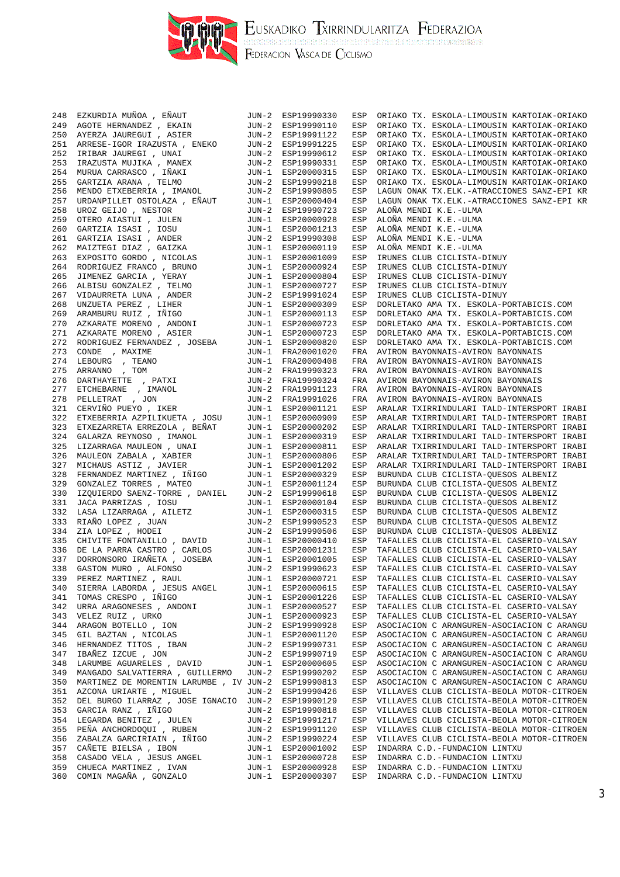| | | | | | |
|---|---|---|---|---|---|
| 248 | EZKURDIA MUÑOA , EÑAUT | JUN-2 | ESP19990330 | ESP | ORIAKO TX. ESKOLA-LIMOUSIN KARTOIAK-ORIAKO |
| 249 | AGOTE HERNANDEZ , EKAIN | JUN-2 | ESP19990110 | ESP | ORIAKO TX. ESKOLA-LIMOUSIN KARTOIAK-ORIAKO |
| 250 | AYERZA JAUREGUI , ASIER | JUN-2 | ESP19991122 | ESP | ORIAKO TX. ESKOLA-LIMOUSIN KARTOIAK-ORIAKO |
| 251 | ARRESE-IGOR IRAZUSTA , ENEKO | JUN-2 | ESP19991225 | ESP | ORIAKO TX. ESKOLA-LIMOUSIN KARTOIAK-ORIAKO |
| 252 | IRIBAR JAUREGI , UNAI | JUN-2 | ESP19990612 | ESP | ORIAKO TX. ESKOLA-LIMOUSIN KARTOIAK-ORIAKO |
| 253 | IRAZUSTA MUJIKA , MANEX | JUN-2 | ESP19990331 | ESP | ORIAKO TX. ESKOLA-LIMOUSIN KARTOIAK-ORIAKO |
| 254 | MURUA CARRASCO , IÑAKI | JUN-1 | ESP20000315 | ESP | ORIAKO TX. ESKOLA-LIMOUSIN KARTOIAK-ORIAKO |
| 255 | GARTZIA ARANA , TELMO | JUN-2 | ESP19990218 | ESP | ORIAKO TX. ESKOLA-LIMOUSIN KARTOIAK-ORIAKO |
| 256 | MENDO ETXEBERRIA , IMANOL | JUN-2 | ESP19990805 | ESP | LAGUN ONAK TX.ELK.-ATRACCIONES SANZ-EPI KR |
| 257 | URDANPILLET OSTOLAZA , EÑAUT | JUN-1 | ESP20000404 | ESP | LAGUN ONAK TX.ELK.-ATRACCIONES SANZ-EPI KR |
| 258 | UROZ GEIJO , NESTOR | JUN-2 | ESP19990723 | ESP | ALOÑA MENDI K.E.-ULMA |
| 259 | OTERO AIASTUI , JULEN | JUN-1 | ESP20000928 | ESP | ALOÑA MENDI K.E.-ULMA |
| 260 | GARTZIA ISASI , IOSU | JUN-1 | ESP20001213 | ESP | ALOÑA MENDI K.E.-ULMA |
| 261 | GARTZIA ISASI , ANDER | JUN-2 | ESP19990308 | ESP | ALOÑA MENDI K.E.-ULMA |
| 262 | MAIZTEGI DIAZ , GAIZKA | JUN-1 | ESP20000119 | ESP | ALOÑA MENDI K.E.-ULMA |
| 263 | EXPOSITO GORDO , NICOLAS | JUN-1 | ESP20001009 | ESP | IRUNES CLUB CICLISTA-DINUY |
| 264 | RODRIGUEZ FRANCO , BRUNO | JUN-1 | ESP20000924 | ESP | IRUNES CLUB CICLISTA-DINUY |
| 265 | JIMENEZ GARCIA , YERAY | JUN-1 | ESP20000804 | ESP | IRUNES CLUB CICLISTA-DINUY |
| 266 | ALBISU GONZALEZ , TELMO | JUN-1 | ESP20000727 | ESP | IRUNES CLUB CICLISTA-DINUY |
| 267 | VIDAURRETA LUNA , ANDER | JUN-2 | ESP19991024 | ESP | IRUNES CLUB CICLISTA-DINUY |
| 268 | UNZUETA PEREZ , LIHER | JUN-1 | ESP20000309 | ESP | DORLETAKO AMA TX. ESKOLA-PORTABICIS.COM |
| 269 | ARAMBURU RUIZ , IÑIGO | JUN-1 | ESP20000113 | ESP | DORLETAKO AMA TX. ESKOLA-PORTABICIS.COM |
| 270 | AZKARATE MORENO , ANDONI | JUN-1 | ESP20000723 | ESP | DORLETAKO AMA TX. ESKOLA-PORTABICIS.COM |
| 271 | AZKARATE MORENO , ASIER | JUN-1 | ESP20000723 | ESP | DORLETAKO AMA TX. ESKOLA-PORTABICIS.COM |
| 272 | RODRIGUEZ FERNANDEZ , JOSEBA | JUN-1 | ESP20000820 | ESP | DORLETAKO AMA TX. ESKOLA-PORTABICIS.COM |
| 273 | CONDE , MAXIME | JUN-1 | FRA20001020 | FRA | AVIRON BAYONNAIS-AVIRON BAYONNAIS |
| 274 | LEBOURG , TEANO | JUN-1 | FRA20000408 | FRA | AVIRON BAYONNAIS-AVIRON BAYONNAIS |
| 275 | ARRANNO , TOM | JUN-2 | FRA19990323 | FRA | AVIRON BAYONNAIS-AVIRON BAYONNAIS |
| 276 | DARTHAYETTE , PATXI | JUN-2 | FRA19990324 | FRA | AVIRON BAYONNAIS-AVIRON BAYONNAIS |
| 277 | ETCHEBARNE , IMANOL | JUN-2 | FRA19991123 | FRA | AVIRON BAYONNAIS-AVIRON BAYONNAIS |
| 278 | PELLETRAT , JON | JUN-2 | FRA19991026 | FRA | AVIRON BAYONNAIS-AVIRON BAYONNAIS |
| 321 | CERVIÑO PUEYO , IKER | JUN-1 | ESP20001121 | ESP | ARALAR TXIRRINDULARI TALD-INTERSPORT IRABI |
| 322 | ETXEBERRIA AZPILIKUETA , JOSU | JUN-1 | ESP20000909 | ESP | ARALAR TXIRRINDULARI TALD-INTERSPORT IRABI |
| 323 | ETXEZARRETA ERREZOLA , BEÑAT | JUN-1 | ESP20000202 | ESP | ARALAR TXIRRINDULARI TALD-INTERSPORT IRABI |
| 324 | GALARZA REYNOSO , IMANOL | JUN-1 | ESP20000319 | ESP | ARALAR TXIRRINDULARI TALD-INTERSPORT IRABI |
| 325 | LIZARRAGA MAULEON , UNAI | JUN-1 | ESP20000811 | ESP | ARALAR TXIRRINDULARI TALD-INTERSPORT IRABI |
| 326 | MAULEON ZABALA , XABIER | JUN-1 | ESP20000806 | ESP | ARALAR TXIRRINDULARI TALD-INTERSPORT IRABI |
| 327 | MICHAUS ASTIZ , JAVIER | JUN-1 | ESP20001202 | ESP | ARALAR TXIRRINDULARI TALD-INTERSPORT IRABI |
| 328 | FERNANDEZ MARTINEZ , IÑIGO | JUN-1 | ESP20000329 | ESP | BURUNDA CLUB CICLISTA-QUESOS ALBENIZ |
| 329 | GONZALEZ TORRES , MATEO | JUN-1 | ESP20001124 | ESP | BURUNDA CLUB CICLISTA-QUESOS ALBENIZ |
| 330 | IZQUIERDO SAENZ-TORRE , DANIEL | JUN-2 | ESP19990618 | ESP | BURUNDA CLUB CICLISTA-QUESOS ALBENIZ |
| 331 | JACA PARRIZAS , IOSU | JUN-1 | ESP20000104 | ESP | BURUNDA CLUB CICLISTA-QUESOS ALBENIZ |
| 332 | LASA LIZARRAGA , AILETZ | JUN-1 | ESP20000315 | ESP | BURUNDA CLUB CICLISTA-QUESOS ALBENIZ |
| 333 | RIAÑO LOPEZ , JUAN | JUN-2 | ESP19990523 | ESP | BURUNDA CLUB CICLISTA-QUESOS ALBENIZ |
| 334 | ZIA LOPEZ , HODEI | JUN-2 | ESP19990506 | ESP | BURUNDA CLUB CICLISTA-QUESOS ALBENIZ |
| 335 | CHIVITE FONTANILLO , DAVID | JUN-1 | ESP20000410 | ESP | TAFALLES CLUB CICLISTA-EL CASERIO-VALSAY |
| 336 | DE LA PARRA CASTRO , CARLOS | JUN-1 | ESP20001231 | ESP | TAFALLES CLUB CICLISTA-EL CASERIO-VALSAY |
| 337 | DORRONSORO IRAÑETA , JOSEBA | JUN-1 | ESP20001005 | ESP | TAFALLES CLUB CICLISTA-EL CASERIO-VALSAY |
| 338 | GASTON MURO , ALFONSO | JUN-2 | ESP19990623 | ESP | TAFALLES CLUB CICLISTA-EL CASERIO-VALSAY |
| 339 | PEREZ MARTINEZ , RAUL | JUN-1 | ESP20000721 | ESP | TAFALLES CLUB CICLISTA-EL CASERIO-VALSAY |
| 340 | SIERRA LABORDA , JESUS ANGEL | JUN-1 | ESP20000615 | ESP | TAFALLES CLUB CICLISTA-EL CASERIO-VALSAY |
| 341 | TOMAS CRESPO , IÑIGO | JUN-1 | ESP20001226 | ESP | TAFALLES CLUB CICLISTA-EL CASERIO-VALSAY |
| 342 | URRA ARAGONESES , ANDONI | JUN-1 | ESP20000527 | ESP | TAFALLES CLUB CICLISTA-EL CASERIO-VALSAY |
| 343 | VELEZ RUIZ , URKO | JUN-1 | ESP20000923 | ESP | TAFALLES CLUB CICLISTA-EL CASERIO-VALSAY |
| 344 | ARAGON BOTELLO , ION | JUN-2 | ESP19990928 | ESP | ASOCIACION C ARANGUREN-ASOCIACION C ARANGU |
| 345 | GIL BAZTAN , NICOLAS | JUN-1 | ESP20001120 | ESP | ASOCIACION C ARANGUREN-ASOCIACION C ARANGU |
| 346 | HERNANDEZ TITOS , IBAN | JUN-2 | ESP19990731 | ESP | ASOCIACION C ARANGUREN-ASOCIACION C ARANGU |
| 347 | IBAÑEZ IZCUE , JON | JUN-2 | ESP19990719 | ESP | ASOCIACION C ARANGUREN-ASOCIACION C ARANGU |
| 348 | LARUMBE AGUARELES , DAVID | JUN-1 | ESP20000605 | ESP | ASOCIACION C ARANGUREN-ASOCIACION C ARANGU |
| 349 | MANGADO SALVATIERRA , GUILLERMO | JUN-2 | ESP19990202 | ESP | ASOCIACION C ARANGUREN-ASOCIACION C ARANGU |
| 350 | MARTINEZ DE MORENTIN LARUMBE , IV | JUN-2 | ESP19990813 | ESP | ASOCIACION C ARANGUREN-ASOCIACION C ARANGU |
| 351 | AZCONA URIARTE , MIGUEL | JUN-2 | ESP19990426 | ESP | VILLAVES CLUB CICLISTA-BEOLA MOTOR-CITROEN |
| 352 | DEL BURGO ILARRAZ , JOSE IGNACIO | JUN-2 | ESP19990129 | ESP | VILLAVES CLUB CICLISTA-BEOLA MOTOR-CITROEN |
| 353 | GARCIA RANZ , IÑIGO | JUN-2 | ESP19990818 | ESP | VILLAVES CLUB CICLISTA-BEOLA MOTOR-CITROEN |
| 354 | LEGARDA BENITEZ , JULEN | JUN-2 | ESP19991217 | ESP | VILLAVES CLUB CICLISTA-BEOLA MOTOR-CITROEN |
| 355 | PEÑA ANCHORDOQUI , RUBEN | JUN-2 | ESP19991120 | ESP | VILLAVES CLUB CICLISTA-BEOLA MOTOR-CITROEN |
| 356 | ZABALZA GARCIRIAIN , IÑIGO | JUN-2 | ESP19990224 | ESP | VILLAVES CLUB CICLISTA-BEOLA MOTOR-CITROEN |
| 357 | CAÑETE BIELSA , IBON | JUN-1 | ESP20001002 | ESP | INDARRA C.D.-FUNDACION LINTXU |
| 358 | CASADO VELA , JESUS ANGEL | JUN-1 | ESP20000728 | ESP | INDARRA C.D.-FUNDACION LINTXU |
| 359 | CHUECA MARTINEZ , IVAN | JUN-1 | ESP20000928 | ESP | INDARRA C.D.-FUNDACION LINTXU |
| 360 | COMIN MAGAÑA , GONZALO | JUN-1 | ESP20000307 | ESP | INDARRA C.D.-FUNDACION LINTXU |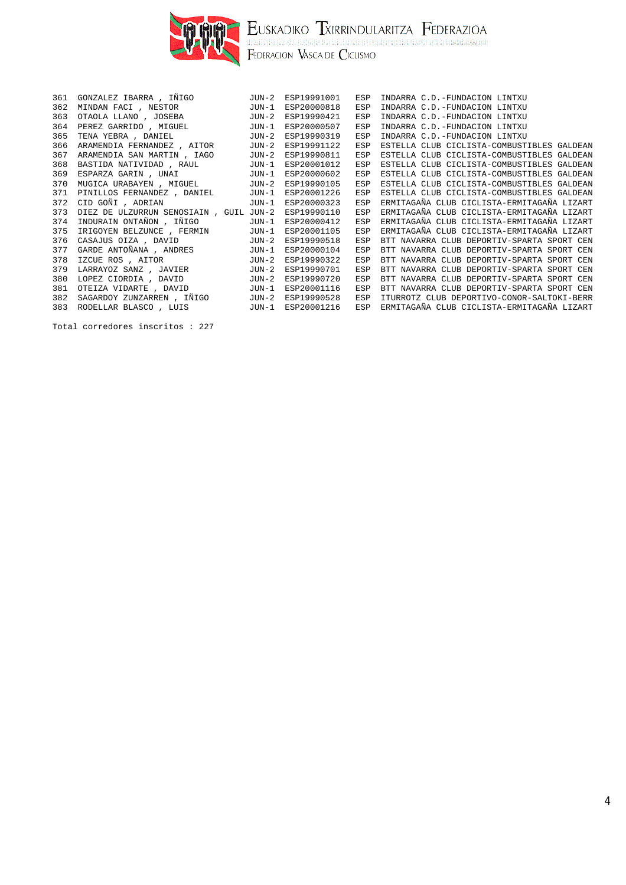EUSKADIKO TXIRRINDULARITZA FEDERAZIOA

FEDERACION VASCA DE CICLISMO

| | | | | | |
|---|---|---|---|---|---|
| 361 | GONZALEZ IBARRA , IÑIGO | JUN-2 | ESP19991001 | ESP | INDARRA C.D.-FUNDACION LINTXU |
| 362 | MINDAN FACI , NESTOR | JUN-1 | ESP20000818 | ESP | INDARRA C.D.-FUNDACION LINTXU |
| 363 | OTAOLA LLANO , JOSEBA | JUN-2 | ESP19990421 | ESP | INDARRA C.D.-FUNDACION LINTXU |
| 364 | PEREZ GARRIDO , MIGUEL | JUN-1 | ESP20000507 | ESP | INDARRA C.D.-FUNDACION LINTXU |
| 365 | TENA YEBRA , DANIEL | JUN-2 | ESP19990319 | ESP | INDARRA C.D.-FUNDACION LINTXU |
| 366 | ARAMENDIA FERNANDEZ , AITOR | JUN-2 | ESP19991122 | ESP | ESTELLA CLUB CICLISTA-COMBUSTIBLES GALDEAN |
| 367 | ARAMENDIA SAN MARTIN , IAGO | JUN-2 | ESP19990811 | ESP | ESTELLA CLUB CICLISTA-COMBUSTIBLES GALDEAN |
| 368 | BASTIDA NATIVIDAD , RAUL | JUN-1 | ESP20001012 | ESP | ESTELLA CLUB CICLISTA-COMBUSTIBLES GALDEAN |
| 369 | ESPARZA GARIN , UNAI | JUN-1 | ESP20000602 | ESP | ESTELLA CLUB CICLISTA-COMBUSTIBLES GALDEAN |
| 370 | MUGICA URABAYEN , MIGUEL | JUN-2 | ESP19990105 | ESP | ESTELLA CLUB CICLISTA-COMBUSTIBLES GALDEAN |
| 371 | PINILLOS FERNANDEZ , DANIEL | JUN-1 | ESP20001226 | ESP | ESTELLA CLUB CICLISTA-COMBUSTIBLES GALDEAN |
| 372 | CID GOÑI , ADRIAN | JUN-1 | ESP20000323 | ESP | ERMITAGAÑA CLUB CICLISTA-ERMITAGAÑA LIZART |
| 373 | DIEZ DE ULZURRUN SENOSIAIN , GUIL | JUN-2 | ESP19990110 | ESP | ERMITAGAÑA CLUB CICLISTA-ERMITAGAÑA LIZART |
| 374 | INDURAIN ONTAÑON , IÑIGO | JUN-1 | ESP20000412 | ESP | ERMITAGAÑA CLUB CICLISTA-ERMITAGAÑA LIZART |
| 375 | IRIGOYEN BELZUNCE , FERMIN | JUN-1 | ESP20001105 | ESP | ERMITAGAÑA CLUB CICLISTA-ERMITAGAÑA LIZART |
| 376 | CASAJUS OIZA , DAVID | JUN-2 | ESP19990518 | ESP | BTT NAVARRA CLUB DEPORTIV-SPARTA SPORT CEN |
| 377 | GARDE ANTOÑANA , ANDRES | JUN-1 | ESP20000104 | ESP | BTT NAVARRA CLUB DEPORTIV-SPARTA SPORT CEN |
| 378 | IZCUE ROS , AITOR | JUN-2 | ESP19990322 | ESP | BTT NAVARRA CLUB DEPORTIV-SPARTA SPORT CEN |
| 379 | LARRAYOZ SANZ , JAVIER | JUN-2 | ESP19990701 | ESP | BTT NAVARRA CLUB DEPORTIV-SPARTA SPORT CEN |
| 380 | LOPEZ CIORDIA , DAVID | JUN-2 | ESP19990720 | ESP | BTT NAVARRA CLUB DEPORTIV-SPARTA SPORT CEN |
| 381 | OTEIZA VIDARTE , DAVID | JUN-1 | ESP20001116 | ESP | BTT NAVARRA CLUB DEPORTIV-SPARTA SPORT CEN |
| 382 | SAGARDOY ZUNZARREN , IÑIGO | JUN-2 | ESP19990528 | ESP | ITURROTZ CLUB DEPORTIVO-CONOR-SALTOKI-BERR |
| 383 | RODELLAR BLASCO , LUIS | JUN-1 | ESP20001216 | ESP | ERMITAGAÑA CLUB CICLISTA-ERMITAGAÑA LIZART |

Total corredores inscritos : 227